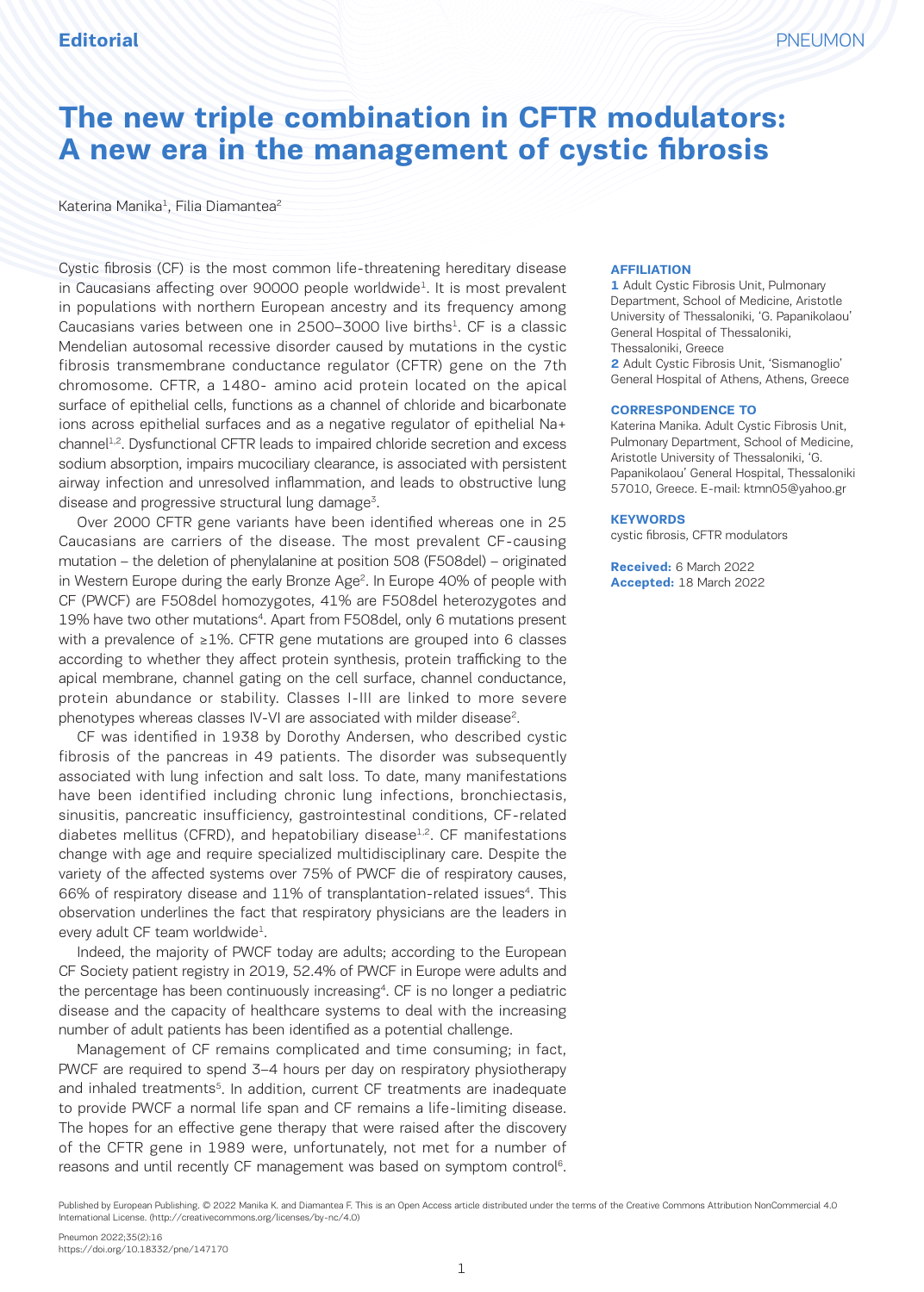Editorial

# The new triple combination in CFTR modulators: A new era in the management of cystic fibrosis

Katerina Manika[1], Filia Diamantea[2]

**AFFILIATION**

**1** Adult Cystic Fibrosis Unit, Pulmonary Department, School of Medicine, Aristotle University of Thessaloniki, 'G. Papanikolaou' General Hospital of Thessaloniki, Thessaloniki, Greece

**2** Adult Cystic Fibrosis Unit, 'Sismanoglio' General Hospital of Athens, Athens, Greece

**CORRESPONDENCE TO**

Katerina Manika. Adult Cystic Fibrosis Unit, Pulmonary Department, School of Medicine, Aristotle University of Thessaloniki, 'G. Papanikolaou' General Hospital, Thessaloniki 57010, Greece. E-mail: ktmn05@yahoo.gr

**KEYWORDS**

cystic fibrosis, CFTR modulators

**Received:** 6 March 2022

**Accepted:** 18 March 2022

Cystic fibrosis (CF) is the most common life-threatening hereditary disease in Caucasians affecting over 90000 people worldwide[1]. It is most prevalent in populations with northern European ancestry and its frequency among Caucasians varies between one in 2500–3000 live births[1]. CF is a classic Mendelian autosomal recessive disorder caused by mutations in the cystic fibrosis transmembrane conductance regulator (CFTR) gene on the 7th chromosome. CFTR, a 1480- amino acid protein located on the apical surface of epithelial cells, functions as a channel of chloride and bicarbonate ions across epithelial surfaces and as a negative regulator of epithelial $Na^+$ channel[1,2]. Dysfunctional CFTR leads to impaired chloride secretion and excess sodium absorption, impairs mucociliary clearance, is associated with persistent airway infection and unresolved inflammation, and leads to obstructive lung disease and progressive structural lung damage[3].

Over 2000 CFTR gene variants have been identified whereas one in 25 Caucasians are carriers of the disease. The most prevalent CF-causing mutation – the deletion of phenylalanine at position 508 (F508del) – originated in Western Europe during the early Bronze Age[2]. In Europe 40% of people with CF (PWCF) are F508del homozygotes, 41% are F508del heterozygotes and 19% have two other mutations[4]. Apart from F508del, only 6 mutations present with a prevalence of ≥1%. CFTR gene mutations are grouped into 6 classes according to whether they affect protein synthesis, protein trafficking to the apical membrane, channel gating on the cell surface, channel conductance, protein abundance or stability. Classes I-III are linked to more severe phenotypes whereas classes IV-VI are associated with milder disease[2].

CF was identified in 1938 by Dorothy Andersen, who described cystic fibrosis of the pancreas in 49 patients. The disorder was subsequently associated with lung infection and salt loss. To date, many manifestations have been identified including chronic lung infections, bronchiectasis, sinusitis, pancreatic insufficiency, gastrointestinal conditions, CF-related diabetes mellitus (CFRD), and hepatobiliary disease[1,2]. CF manifestations change with age and require specialized multidisciplinary care. Despite the variety of the affected systems over 75% of PWCF die of respiratory causes, 66% of respiratory disease and 11% of transplantation-related issues[4]. This observation underlines the fact that respiratory physicians are the leaders in every adult CF team worldwide[1].

Indeed, the majority of PWCF today are adults; according to the European CF Society patient registry in 2019, 52.4% of PWCF in Europe were adults and the percentage has been continuously increasing[4]. CF is no longer a pediatric disease and the capacity of healthcare systems to deal with the increasing number of adult patients has been identified as a potential challenge.

Management of CF remains complicated and time consuming; in fact, PWCF are required to spend 3–4 hours per day on respiratory physiotherapy and inhaled treatments[5]. In addition, current CF treatments are inadequate to provide PWCF a normal life span and CF remains a life-limiting disease. The hopes for an effective gene therapy that were raised after the discovery of the CFTR gene in 1989 were, unfortunately, not met for a number of reasons and until recently CF management was based on symptom control[6].

Published by European Publishing. © 2022 Manika K. and Diamantea F. This is an Open Access article distributed under the terms of the Creative Commons Attribution NonCommercial 4.0 International License. (http://creativecommons.org/licenses/by-nc/4.0)

https://doi.org/10.18332/pne/147170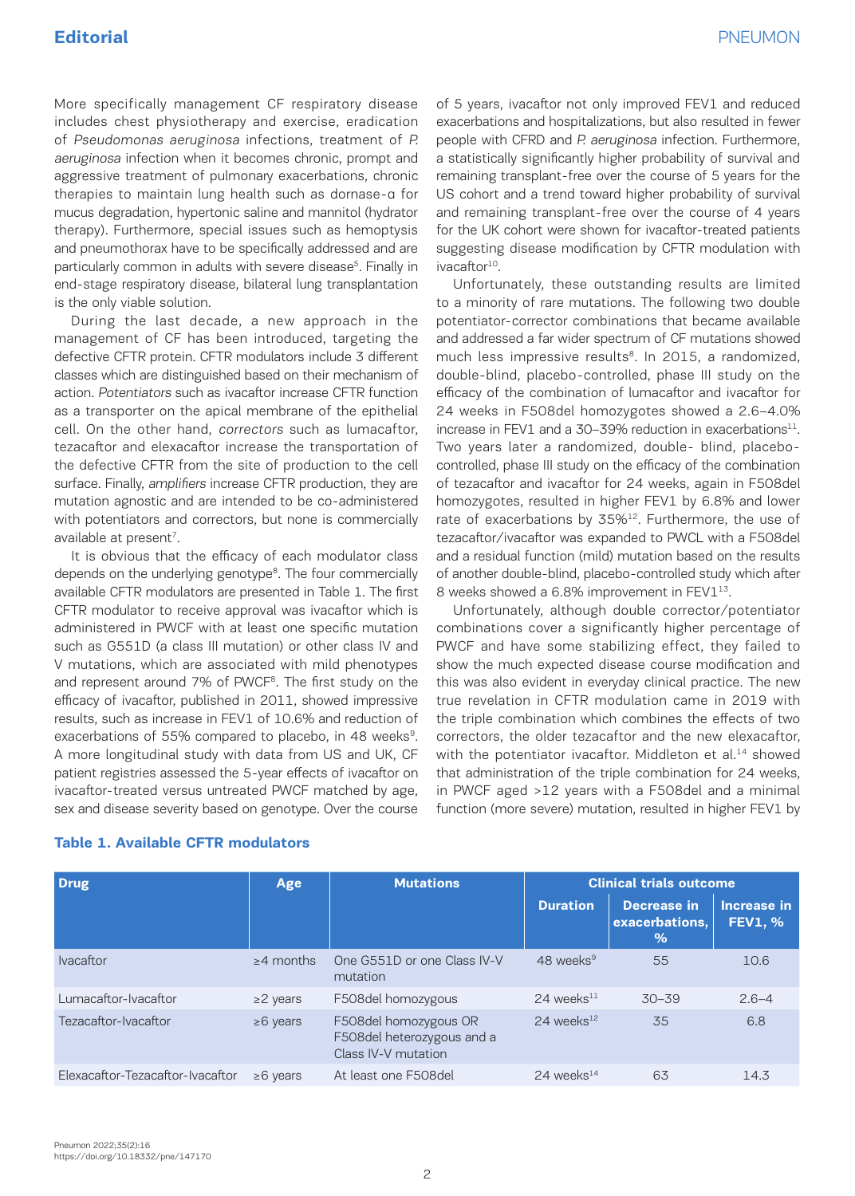More specifically management CF respiratory disease includes chest physiotherapy and exercise, eradication of *Pseudomonas aeruginosa* infections, treatment of *P. aeruginosa* infection when it becomes chronic, prompt and aggressive treatment of pulmonary exacerbations, chronic therapies to maintain lung health such as dornase-α for mucus degradation, hypertonic saline and mannitol (hydrator therapy). Furthermore, special issues such as hemoptysis and pneumothorax have to be specifically addressed and are particularly common in adults with severe disease[5]. Finally in end-stage respiratory disease, bilateral lung transplantation is the only viable solution.

During the last decade, a new approach in the management of CF has been introduced, targeting the defective CFTR protein. CFTR modulators include 3 different classes which are distinguished based on their mechanism of action. *Potentiators* such as ivacaftor increase CFTR function as a transporter on the apical membrane of the epithelial cell. On the other hand, *correctors* such as lumacaftor, tezacaftor and elexacaftor increase the transportation of the defective CFTR from the site of production to the cell surface. Finally, *amplifiers* increase CFTR production, they are mutation agnostic and are intended to be co-administered with potentiators and correctors, but none is commercially available at present[7].

It is obvious that the efficacy of each modulator class depends on the underlying genotype[8]. The four commercially available CFTR modulators are presented in Table 1. The first CFTR modulator to receive approval was ivacaftor which is administered in PWCF with at least one specific mutation such as G551D (a class III mutation) or other class IV and V mutations, which are associated with mild phenotypes and represent around 7% of PWCF[8]. The first study on the efficacy of ivacaftor, published in 2011, showed impressive results, such as increase in FEV1 of 10.6% and reduction of exacerbations of 55% compared to placebo, in 48 weeks[9]. A more longitudinal study with data from US and UK, CF patient registries assessed the 5-year effects of ivacaftor on ivacaftor-treated versus untreated PWCF matched by age, sex and disease severity based on genotype. Over the course of 5 years, ivacaftor not only improved FEV1 and reduced exacerbations and hospitalizations, but also resulted in fewer people with CFRD and *P. aeruginosa* infection. Furthermore, a statistically significantly higher probability of survival and remaining transplant-free over the course of 5 years for the US cohort and a trend toward higher probability of survival and remaining transplant-free over the course of 4 years for the UK cohort were shown for ivacaftor-treated patients suggesting disease modification by CFTR modulation with ivacaftor[10].

Unfortunately, these outstanding results are limited to a minority of rare mutations. The following two double potentiator-corrector combinations that became available and addressed a far wider spectrum of CF mutations showed much less impressive results[8]. In 2015, a randomized, double-blind, placebo-controlled, phase III study on the efficacy of the combination of lumacaftor and ivacaftor for 24 weeks in F508del homozygotes showed a 2.6–4.0% increase in FEV1 and a 30–39% reduction in exacerbations[11]. Two years later a randomized, double- blind, placebo-controlled, phase III study on the efficacy of the combination of tezacaftor and ivacaftor for 24 weeks, again in F508del homozygotes, resulted in higher FEV1 by 6.8% and lower rate of exacerbations by 35%[12]. Furthermore, the use of tezacaftor/ivacaftor was expanded to PWCL with a F508del and a residual function (mild) mutation based on the results of another double-blind, placebo-controlled study which after 8 weeks showed a 6.8% improvement in FEV1[13].

Unfortunately, although double corrector/potentiator combinations cover a significantly higher percentage of PWCF and have some stabilizing effect, they failed to show the much expected disease course modification and this was also evident in everyday clinical practice. The new true revelation in CFTR modulation came in 2019 with the triple combination which combines the effects of two correctors, the older tezacaftor and the new elexacaftor, with the potentiator ivacaftor. Middleton et al.[14] showed that administration of the triple combination for 24 weeks, in PWCF aged >12 years with a F508del and a minimal function (more severe) mutation, resulted in higher FEV1 by

**Table 1. Available CFTR modulators**

| Drug | Age | Mutations | Clinical trials outcome | | |
|---|---|---|---|---|---|
| | | | Duration | Decrease in exacerbations, % | Increase in FEV1, % |
| Ivacaftor | ≥4 months | One G551D or one Class IV-V mutation | 48 weeks[9] | 55 | 10.6 |
| Lumacaftor-Ivacaftor | ≥2 years | F508del homozygous | 24 weeks[11] | 30–39 | 2.6–4 |
| Tezacaftor-Ivacaftor | ≥6 years | F508del homozygous OR F508del heterozygous and a Class IV-V mutation | 24 weeks[12] | 35 | 6.8 |
| Elexacaftor-Tezacaftor-Ivacaftor | ≥6 years | At least one F508del | 24 weeks[14] | 63 | 14.3 |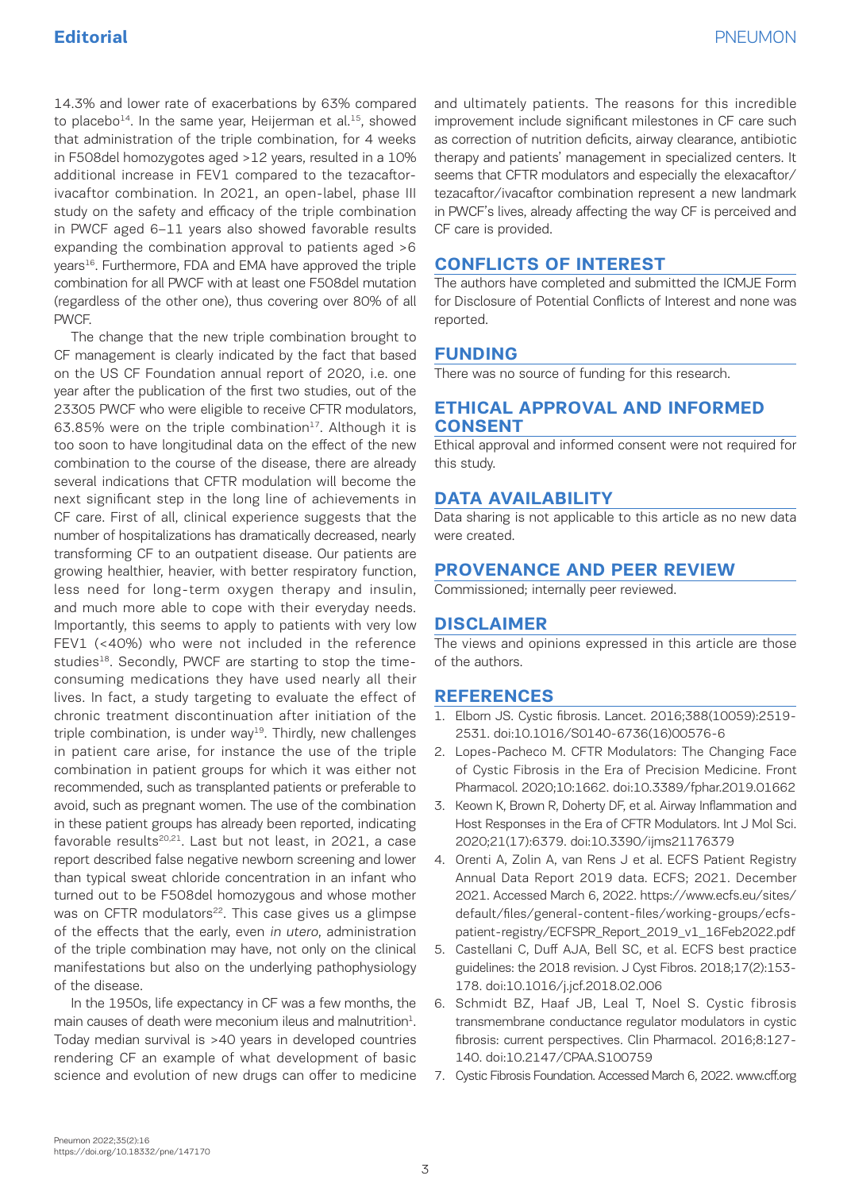14.3% and lower rate of exacerbations by 63% compared to placebo[14]. In the same year, Heijerman et al.[15], showed that administration of the triple combination, for 4 weeks in F508del homozygotes aged >12 years, resulted in a 10% additional increase in FEV1 compared to the tezacaftor-ivacaftor combination. In 2021, an open-label, phase III study on the safety and efficacy of the triple combination in PWCF aged 6–11 years also showed favorable results expanding the combination approval to patients aged >6 years[16]. Furthermore, FDA and EMA have approved the triple combination for all PWCF with at least one F508del mutation (regardless of the other one), thus covering over 80% of all PWCF.

The change that the new triple combination brought to CF management is clearly indicated by the fact that based on the US CF Foundation annual report of 2020, i.e. one year after the publication of the first two studies, out of the 23305 PWCF who were eligible to receive CFTR modulators, 63.85% were on the triple combination[17]. Although it is too soon to have longitudinal data on the effect of the new combination to the course of the disease, there are already several indications that CFTR modulation will become the next significant step in the long line of achievements in CF care. First of all, clinical experience suggests that the number of hospitalizations has dramatically decreased, nearly transforming CF to an outpatient disease. Our patients are growing healthier, heavier, with better respiratory function, less need for long-term oxygen therapy and insulin, and much more able to cope with their everyday needs. Importantly, this seems to apply to patients with very low FEV1 (<40%) who were not included in the reference studies[18]. Secondly, PWCF are starting to stop the time-consuming medications they have used nearly all their lives. In fact, a study targeting to evaluate the effect of chronic treatment discontinuation after initiation of the triple combination, is under way[19]. Thirdly, new challenges in patient care arise, for instance the use of the triple combination in patient groups for which it was either not recommended, such as transplanted patients or preferable to avoid, such as pregnant women. The use of the combination in these patient groups has already been reported, indicating favorable results[20,21]. Last but not least, in 2021, a case report described false negative newborn screening and lower than typical sweat chloride concentration in an infant who turned out to be F508del homozygous and whose mother was on CFTR modulators[22]. This case gives us a glimpse of the effects that the early, even *in utero*, administration of the triple combination may have, not only on the clinical manifestations but also on the underlying pathophysiology of the disease.

In the 1950s, life expectancy in CF was a few months, the main causes of death were meconium ileus and malnutrition[1]. Today median survival is >40 years in developed countries rendering CF an example of what development of basic science and evolution of new drugs can offer to medicine and ultimately patients. The reasons for this incredible improvement include significant milestones in CF care such as correction of nutrition deficits, airway clearance, antibiotic therapy and patients' management in specialized centers. It seems that CFTR modulators and especially the elexacaftor/tezacaftor/ivacaftor combination represent a new landmark in PWCF's lives, already affecting the way CF is perceived and CF care is provided.

## CONFLICTS OF INTEREST

The authors have completed and submitted the ICMJE Form for Disclosure of Potential Conflicts of Interest and none was reported.

## FUNDING

There was no source of funding for this research.

## ETHICAL APPROVAL AND INFORMED CONSENT

Ethical approval and informed consent were not required for this study.

## DATA AVAILABILITY

Data sharing is not applicable to this article as no new data were created.

## PROVENANCE AND PEER REVIEW

Commissioned; internally peer reviewed.

## DISCLAIMER

The views and opinions expressed in this article are those of the authors.

## REFERENCES

1. Elborn JS. Cystic fibrosis. Lancet. 2016;388(10059):2519-2531. doi:10.1016/S0140-6736(16)00576-6
2. Lopes-Pacheco M. CFTR Modulators: The Changing Face of Cystic Fibrosis in the Era of Precision Medicine. Front Pharmacol. 2020;10:1662. doi:10.3389/fphar.2019.01662
3. Keown K, Brown R, Doherty DF, et al. Airway Inflammation and Host Responses in the Era of CFTR Modulators. Int J Mol Sci. 2020;21(17):6379. doi:10.3390/ijms21176379
4. Orenti A, Zolin A, van Rens J et al. ECFS Patient Registry Annual Data Report 2019 data. ECFS; 2021. December 2021. Accessed March 6, 2022. https://www.ecfs.eu/sites/default/files/general-content-files/working-groups/ecfs-patient-registry/ECFSPR_Report_2019_v1_16Feb2022.pdf
5. Castellani C, Duff AJA, Bell SC, et al. ECFS best practice guidelines: the 2018 revision. J Cyst Fibros. 2018;17(2):153-178. doi:10.1016/j.jcf.2018.02.006
6. Schmidt BZ, Haaf JB, Leal T, Noel S. Cystic fibrosis transmembrane conductance regulator modulators in cystic fibrosis: current perspectives. Clin Pharmacol. 2016;8:127-140. doi:10.2147/CPAA.S100759
7. Cystic Fibrosis Foundation. Accessed March 6, 2022. www.cff.org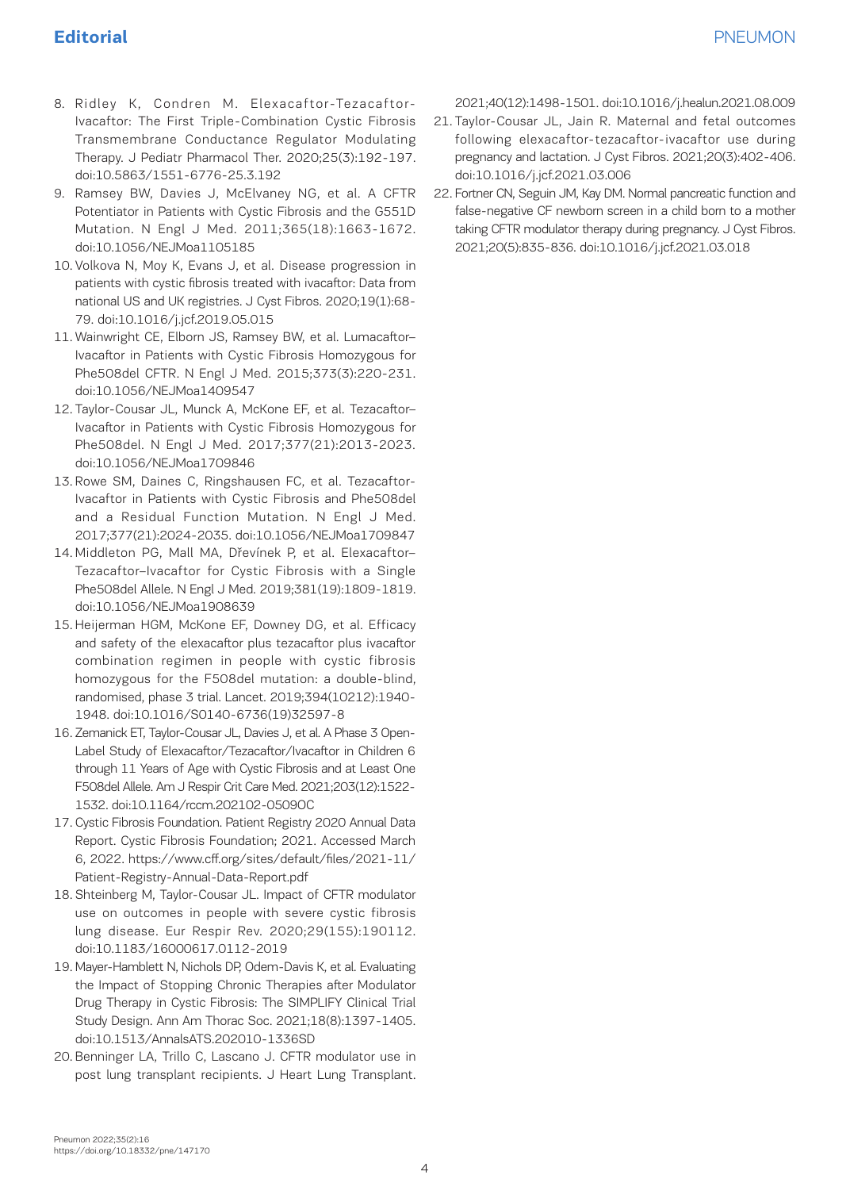8. Ridley K, Condren M. Elexacaftor-Tezacaftor-Ivacaftor: The First Triple-Combination Cystic Fibrosis Transmembrane Conductance Regulator Modulating Therapy. J Pediatr Pharmacol Ther. 2020;25(3):192-197. doi:10.5863/1551-6776-25.3.192
9. Ramsey BW, Davies J, McElvaney NG, et al. A CFTR Potentiator in Patients with Cystic Fibrosis and the G551D Mutation. N Engl J Med. 2011;365(18):1663-1672. doi:10.1056/NEJMoa1105185
10. Volkova N, Moy K, Evans J, et al. Disease progression in patients with cystic fibrosis treated with ivacaftor: Data from national US and UK registries. J Cyst Fibros. 2020;19(1):68-79. doi:10.1016/j.jcf.2019.05.015
11. Wainwright CE, Elborn JS, Ramsey BW, et al. Lumacaftor–Ivacaftor in Patients with Cystic Fibrosis Homozygous for Phe508del CFTR. N Engl J Med. 2015;373(3):220-231. doi:10.1056/NEJMoa1409547
12. Taylor-Cousar JL, Munck A, McKone EF, et al. Tezacaftor–Ivacaftor in Patients with Cystic Fibrosis Homozygous for Phe508del. N Engl J Med. 2017;377(21):2013-2023. doi:10.1056/NEJMoa1709846
13. Rowe SM, Daines C, Ringshausen FC, et al. Tezacaftor-Ivacaftor in Patients with Cystic Fibrosis and Phe508del and a Residual Function Mutation. N Engl J Med. 2017;377(21):2024-2035. doi:10.1056/NEJMoa1709847
14. Middleton PG, Mall MA, Dřevínek P, et al. Elexacaftor–Tezacaftor–Ivacaftor for Cystic Fibrosis with a Single Phe508del Allele. N Engl J Med. 2019;381(19):1809-1819. doi:10.1056/NEJMoa1908639
15. Heijerman HGM, McKone EF, Downey DG, et al. Efficacy and safety of the elexacaftor plus tezacaftor plus ivacaftor combination regimen in people with cystic fibrosis homozygous for the F508del mutation: a double-blind, randomised, phase 3 trial. Lancet. 2019;394(10212):1940-1948. doi:10.1016/S0140-6736(19)32597-8
16. Zemanick ET, Taylor-Cousar JL, Davies J, et al. A Phase 3 Open-Label Study of Elexacaftor/Tezacaftor/Ivacaftor in Children 6 through 11 Years of Age with Cystic Fibrosis and at Least One F508del Allele. Am J Respir Crit Care Med. 2021;203(12):1522-1532. doi:10.1164/rccm.202102-0509OC
17. Cystic Fibrosis Foundation. Patient Registry 2020 Annual Data Report. Cystic Fibrosis Foundation; 2021. Accessed March 6, 2022. https://www.cff.org/sites/default/files/2021-11/Patient-Registry-Annual-Data-Report.pdf
18. Shteinberg M, Taylor-Cousar JL. Impact of CFTR modulator use on outcomes in people with severe cystic fibrosis lung disease. Eur Respir Rev. 2020;29(155):190112. doi:10.1183/16000617.0112-2019
19. Mayer-Hamblett N, Nichols DP, Odem-Davis K, et al. Evaluating the Impact of Stopping Chronic Therapies after Modulator Drug Therapy in Cystic Fibrosis: The SIMPLIFY Clinical Trial Study Design. Ann Am Thorac Soc. 2021;18(8):1397-1405. doi:10.1513/AnnalsATS.202010-1336SD
20. Benninger LA, Trillo C, Lascano J. CFTR modulator use in post lung transplant recipients. J Heart Lung Transplant. 2021;40(12):1498-1501. doi:10.1016/j.healun.2021.08.009
21. Taylor-Cousar JL, Jain R. Maternal and fetal outcomes following elexacaftor-tezacaftor-ivacaftor use during pregnancy and lactation. J Cyst Fibros. 2021;20(3):402-406. doi:10.1016/j.jcf.2021.03.006
22. Fortner CN, Seguin JM, Kay DM. Normal pancreatic function and false-negative CF newborn screen in a child born to a mother taking CFTR modulator therapy during pregnancy. J Cyst Fibros. 2021;20(5):835-836. doi:10.1016/j.jcf.2021.03.018